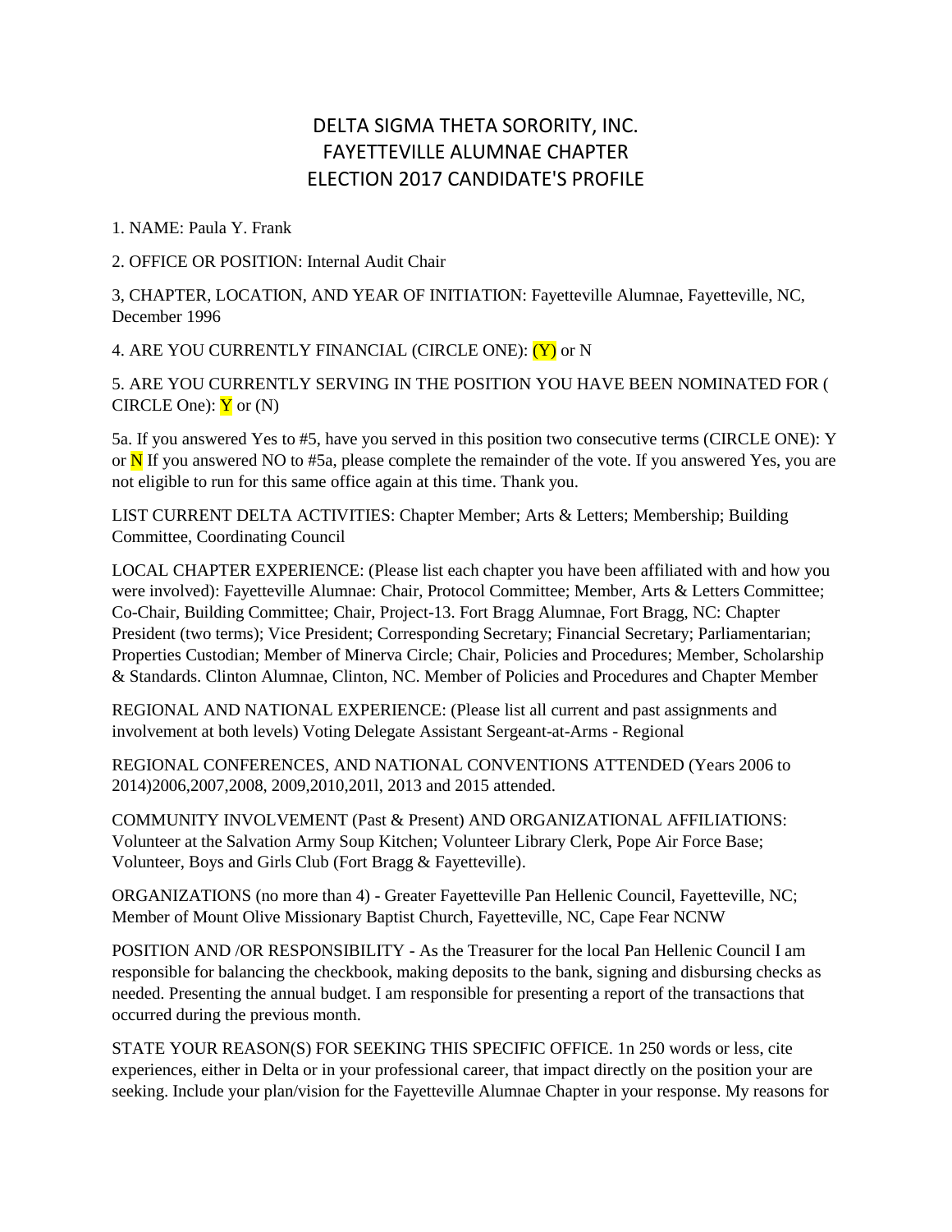# DELTA SIGMA THETA SORORITY, INC.
# FAYETTEVILLE ALUMNAE CHAPTER
# ELECTION 2017 CANDIDATE'S PROFILE

1. NAME: Paula Y. Frank

2. OFFICE OR POSITION: Internal Audit Chair

3, CHAPTER, LOCATION, AND YEAR OF INITIATION: Fayetteville Alumnae, Fayetteville, NC, December 1996

4. ARE YOU CURRENTLY FINANCIAL (CIRCLE ONE): (Y) or N

5. ARE YOU CURRENTLY SERVING IN THE POSITION YOU HAVE BEEN NOMINATED FOR ( CIRCLE One): Y or (N)

5a. If you answered Yes to #5, have you served in this position two consecutive terms (CIRCLE ONE): Y or N If you answered NO to #5a, please complete the remainder of the vote. If you answered Yes, you are not eligible to run for this same office again at this time. Thank you.

LIST CURRENT DELTA ACTIVITIES: Chapter Member; Arts & Letters; Membership; Building Committee, Coordinating Council

LOCAL CHAPTER EXPERIENCE: (Please list each chapter you have been affiliated with and how you were involved): Fayetteville Alumnae: Chair, Protocol Committee; Member, Arts & Letters Committee; Co-Chair, Building Committee; Chair, Project-13. Fort Bragg Alumnae, Fort Bragg, NC: Chapter President (two terms); Vice President; Corresponding Secretary; Financial Secretary; Parliamentarian; Properties Custodian; Member of Minerva Circle; Chair, Policies and Procedures; Member, Scholarship & Standards. Clinton Alumnae, Clinton, NC. Member of Policies and Procedures and Chapter Member

REGIONAL AND NATIONAL EXPERIENCE: (Please list all current and past assignments and involvement at both levels) Voting Delegate Assistant Sergeant-at-Arms - Regional

REGIONAL CONFERENCES, AND NATIONAL CONVENTIONS ATTENDED (Years 2006 to 2014)2006,2007,2008, 2009,2010,201l, 2013 and 2015 attended.

COMMUNITY INVOLVEMENT (Past & Present) AND ORGANIZATIONAL AFFILIATIONS: Volunteer at the Salvation Army Soup Kitchen; Volunteer Library Clerk, Pope Air Force Base; Volunteer, Boys and Girls Club (Fort Bragg & Fayetteville).

ORGANIZATIONS (no more than 4) - Greater Fayetteville Pan Hellenic Council, Fayetteville, NC; Member of Mount Olive Missionary Baptist Church, Fayetteville, NC, Cape Fear NCNW

POSITION AND /OR RESPONSIBILITY - As the Treasurer for the local Pan Hellenic Council I am responsible for balancing the checkbook, making deposits to the bank, signing and disbursing checks as needed. Presenting the annual budget. I am responsible for presenting a report of the transactions that occurred during the previous month.

STATE YOUR REASON(S) FOR SEEKING THIS SPECIFIC OFFICE. 1n 250 words or less, cite experiences, either in Delta or in your professional career, that impact directly on the position your are seeking. Include your plan/vision for the Fayetteville Alumnae Chapter in your response. My reasons for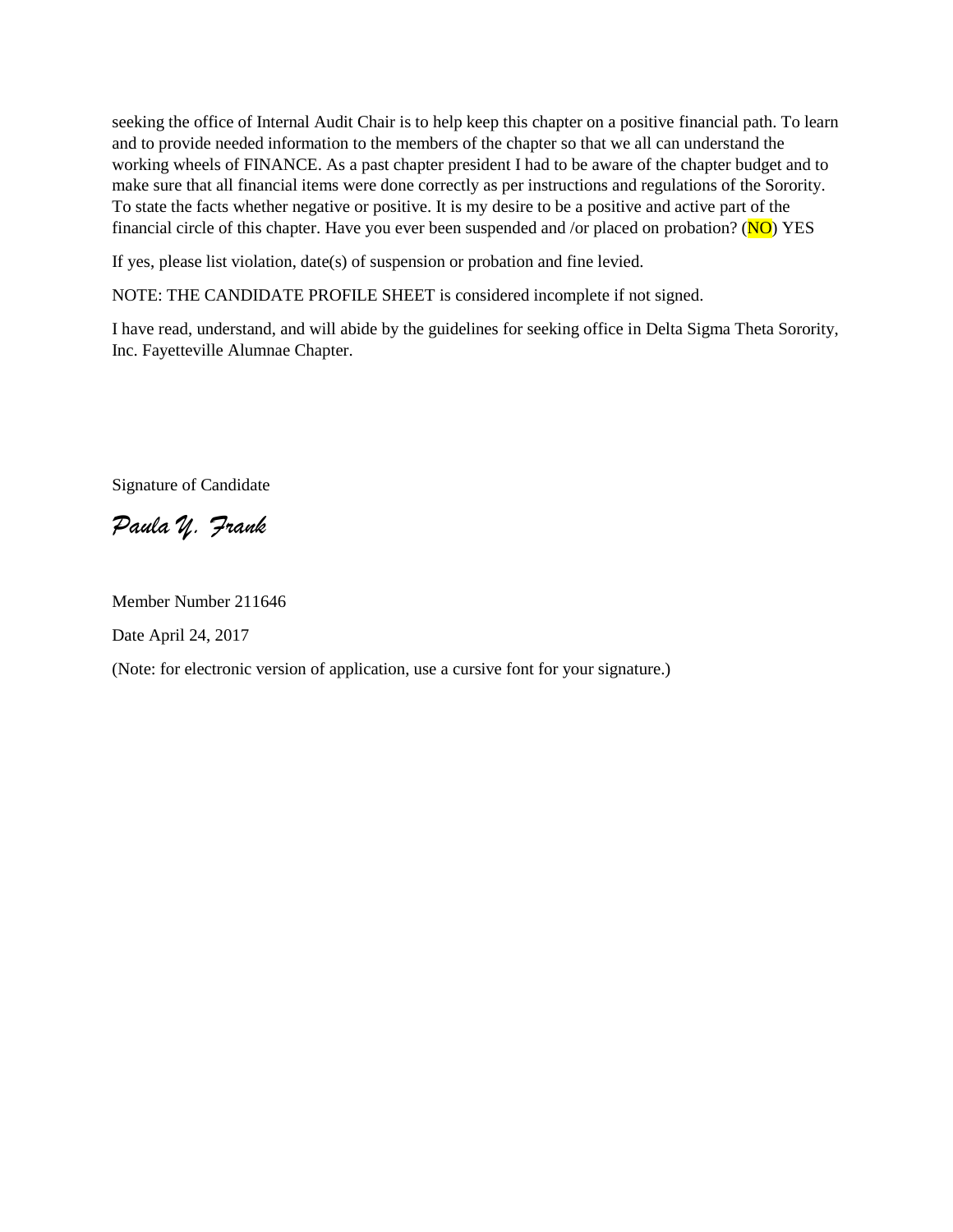seeking the office of Internal Audit Chair is to help keep this chapter on a positive financial path. To learn and to provide needed information to the members of the chapter so that we all can understand the working wheels of FINANCE. As a past chapter president I had to be aware of the chapter budget and to make sure that all financial items were done correctly as per instructions and regulations of the Sorority. To state the facts whether negative or positive. It is my desire to be a positive and active part of the financial circle of this chapter. Have you ever been suspended and /or placed on probation? (NO) YES

If yes, please list violation, date(s) of suspension or probation and fine levied.

NOTE: THE CANDIDATE PROFILE SHEET is considered incomplete if not signed.

I have read, understand, and will abide by the guidelines for seeking office in Delta Sigma Theta Sorority, Inc. Fayetteville Alumnae Chapter.

Signature of Candidate

*Paula Y. Frank*

Member Number 211646

Date April 24, 2017

(Note: for electronic version of application, use a cursive font for your signature.)